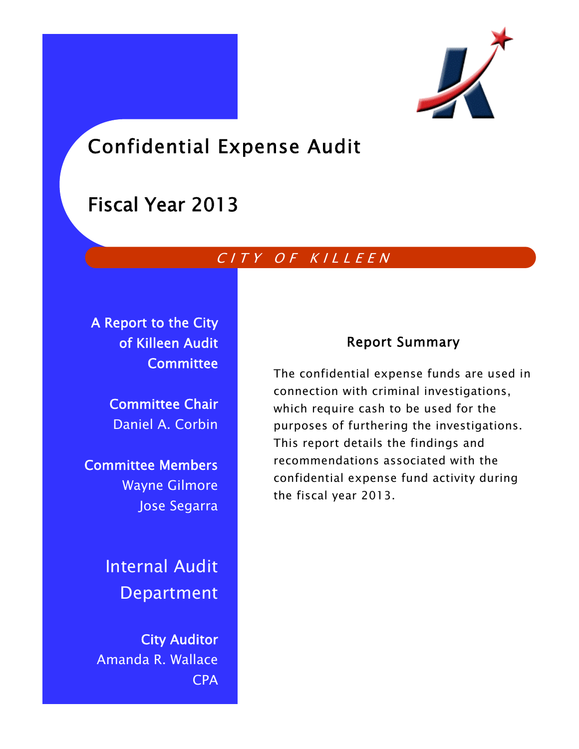# Confidential Expense Audit

# Fiscal Year 2013

*CITY OF KILLEEN*

**A Report to the City of Killeen Audit Committee**

**Committee Chair**
Daniel A. Corbin

**Committee Members**
Wayne Gilmore
Jose Segarra

## Internal Audit Department

**City Auditor**
Amanda R. Wallace
CPA

### Report Summary

The confidential expense funds are used in connection with criminal investigations, which require cash to be used for the purposes of furthering the investigations. This report details the findings and recommendations associated with the confidential expense fund activity during the fiscal year 2013.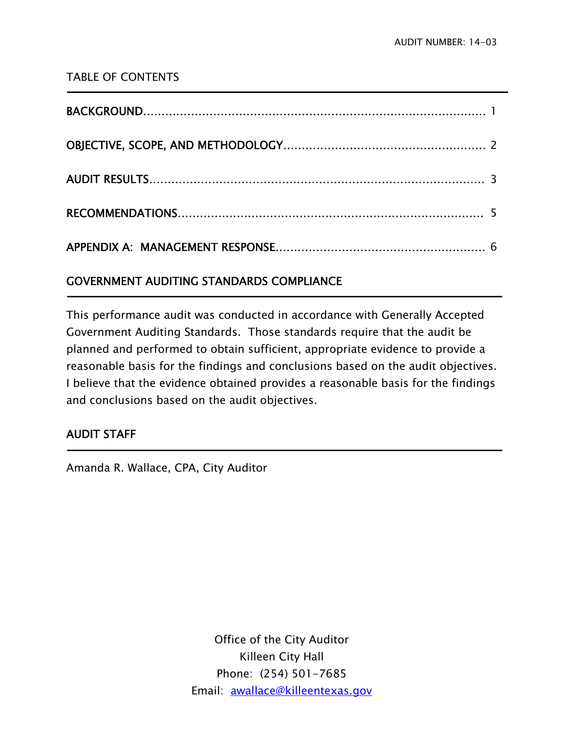## TABLE OF CONTENTS

| | |
|---|---|
| BACKGROUND | 1 |
| OBJECTIVE, SCOPE, AND METHODOLOGY | 2 |
| AUDIT RESULTS | 3 |
| RECOMMENDATIONS | 5 |
| APPENDIX A: MANAGEMENT RESPONSE | 6 |

## GOVERNMENT AUDITING STANDARDS COMPLIANCE

This performance audit was conducted in accordance with Generally Accepted Government Auditing Standards. Those standards require that the audit be planned and performed to obtain sufficient, appropriate evidence to provide a reasonable basis for the findings and conclusions based on the audit objectives. I believe that the evidence obtained provides a reasonable basis for the findings and conclusions based on the audit objectives.

## AUDIT STAFF

Amanda R. Wallace, CPA, City Auditor

Office of the City Auditor
Killeen City Hall
Phone: (254) 501-7685
Email: awallace@killeentexas.gov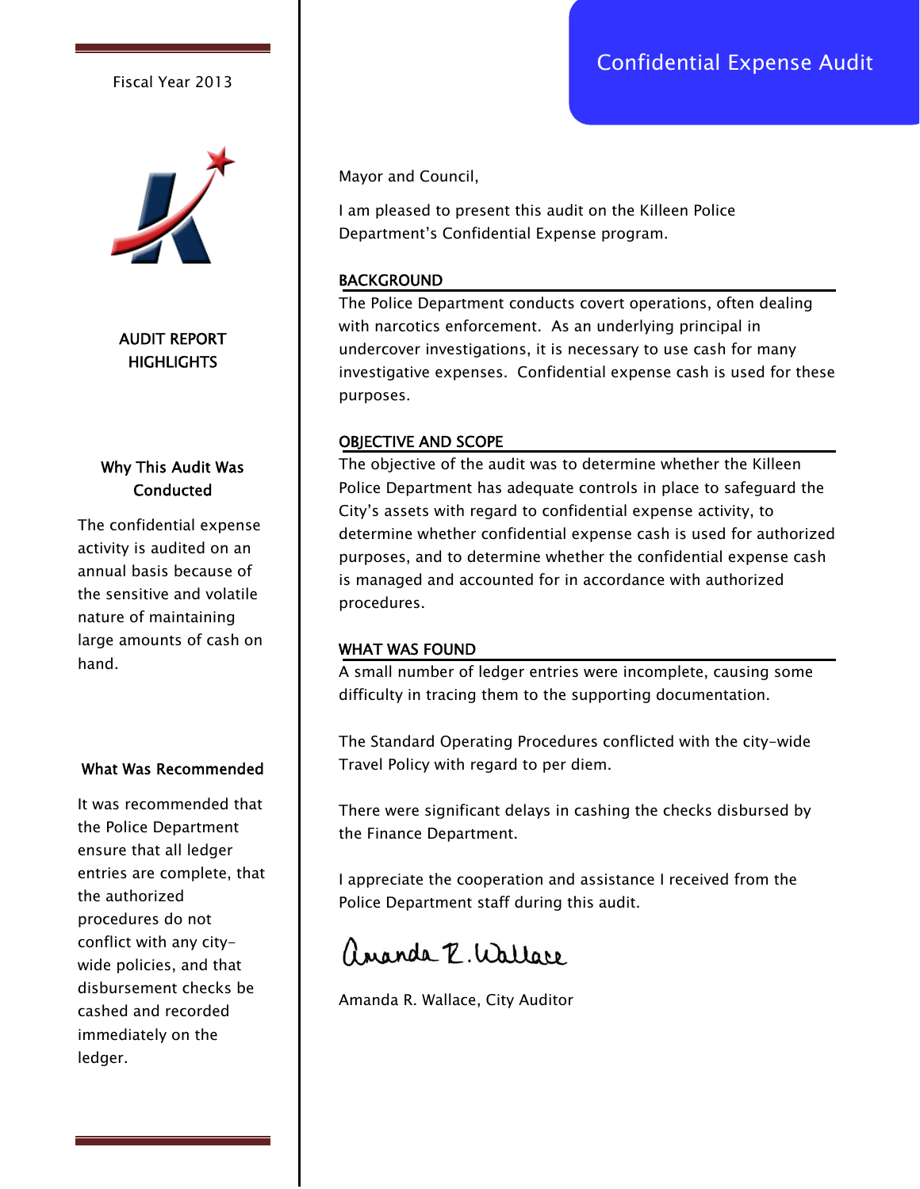# Confidential Expense Audit

Fiscal Year 2013

AUDIT REPORT HIGHLIGHTS

### Why This Audit Was Conducted

The confidential expense activity is audited on an annual basis because of the sensitive and volatile nature of maintaining large amounts of cash on hand.

### What Was Recommended

It was recommended that the Police Department ensure that all ledger entries are complete, that the authorized procedures do not conflict with any city-wide policies, and that disbursement checks be cashed and recorded immediately on the ledger.

---

Mayor and Council,

I am pleased to present this audit on the Killeen Police Department's Confidential Expense program.

## BACKGROUND

The Police Department conducts covert operations, often dealing with narcotics enforcement. As an underlying principal in undercover investigations, it is necessary to use cash for many investigative expenses. Confidential expense cash is used for these purposes.

## OBJECTIVE AND SCOPE

The objective of the audit was to determine whether the Killeen Police Department has adequate controls in place to safeguard the City's assets with regard to confidential expense activity, to determine whether confidential expense cash is used for authorized purposes, and to determine whether the confidential expense cash is managed and accounted for in accordance with authorized procedures.

## WHAT WAS FOUND

A small number of ledger entries were incomplete, causing some difficulty in tracing them to the supporting documentation.

The Standard Operating Procedures conflicted with the city-wide Travel Policy with regard to per diem.

There were significant delays in cashing the checks disbursed by the Finance Department.

I appreciate the cooperation and assistance I received from the Police Department staff during this audit.

Amanda R. Wallace

Amanda R. Wallace, City Auditor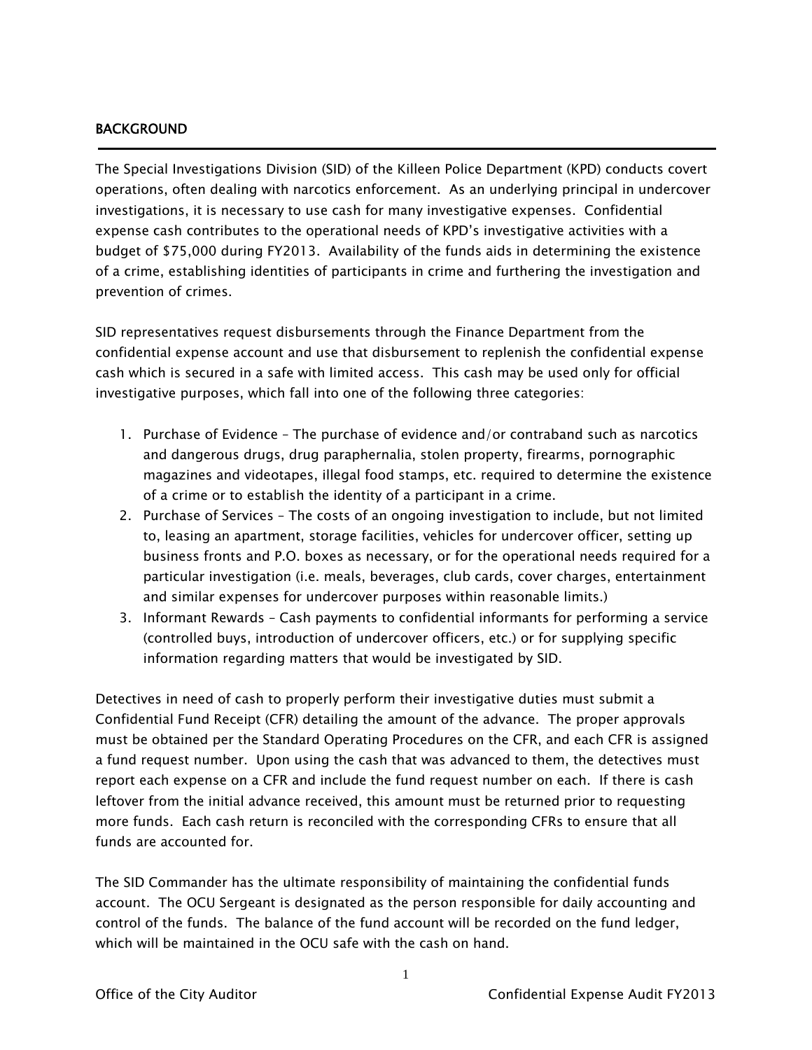## BACKGROUND

The Special Investigations Division (SID) of the Killeen Police Department (KPD) conducts covert operations, often dealing with narcotics enforcement. As an underlying principal in undercover investigations, it is necessary to use cash for many investigative expenses. Confidential expense cash contributes to the operational needs of KPD's investigative activities with a budget of $75,000 during FY2013. Availability of the funds aids in determining the existence of a crime, establishing identities of participants in crime and furthering the investigation and prevention of crimes.

SID representatives request disbursements through the Finance Department from the confidential expense account and use that disbursement to replenish the confidential expense cash which is secured in a safe with limited access. This cash may be used only for official investigative purposes, which fall into one of the following three categories:

1. Purchase of Evidence – The purchase of evidence and/or contraband such as narcotics and dangerous drugs, drug paraphernalia, stolen property, firearms, pornographic magazines and videotapes, illegal food stamps, etc. required to determine the existence of a crime or to establish the identity of a participant in a crime.
2. Purchase of Services – The costs of an ongoing investigation to include, but not limited to, leasing an apartment, storage facilities, vehicles for undercover officer, setting up business fronts and P.O. boxes as necessary, or for the operational needs required for a particular investigation (i.e. meals, beverages, club cards, cover charges, entertainment and similar expenses for undercover purposes within reasonable limits.)
3. Informant Rewards – Cash payments to confidential informants for performing a service (controlled buys, introduction of undercover officers, etc.) or for supplying specific information regarding matters that would be investigated by SID.

Detectives in need of cash to properly perform their investigative duties must submit a Confidential Fund Receipt (CFR) detailing the amount of the advance. The proper approvals must be obtained per the Standard Operating Procedures on the CFR, and each CFR is assigned a fund request number. Upon using the cash that was advanced to them, the detectives must report each expense on a CFR and include the fund request number on each. If there is cash leftover from the initial advance received, this amount must be returned prior to requesting more funds. Each cash return is reconciled with the corresponding CFRs to ensure that all funds are accounted for.

The SID Commander has the ultimate responsibility of maintaining the confidential funds account. The OCU Sergeant is designated as the person responsible for daily accounting and control of the funds. The balance of the fund account will be recorded on the fund ledger, which will be maintained in the OCU safe with the cash on hand.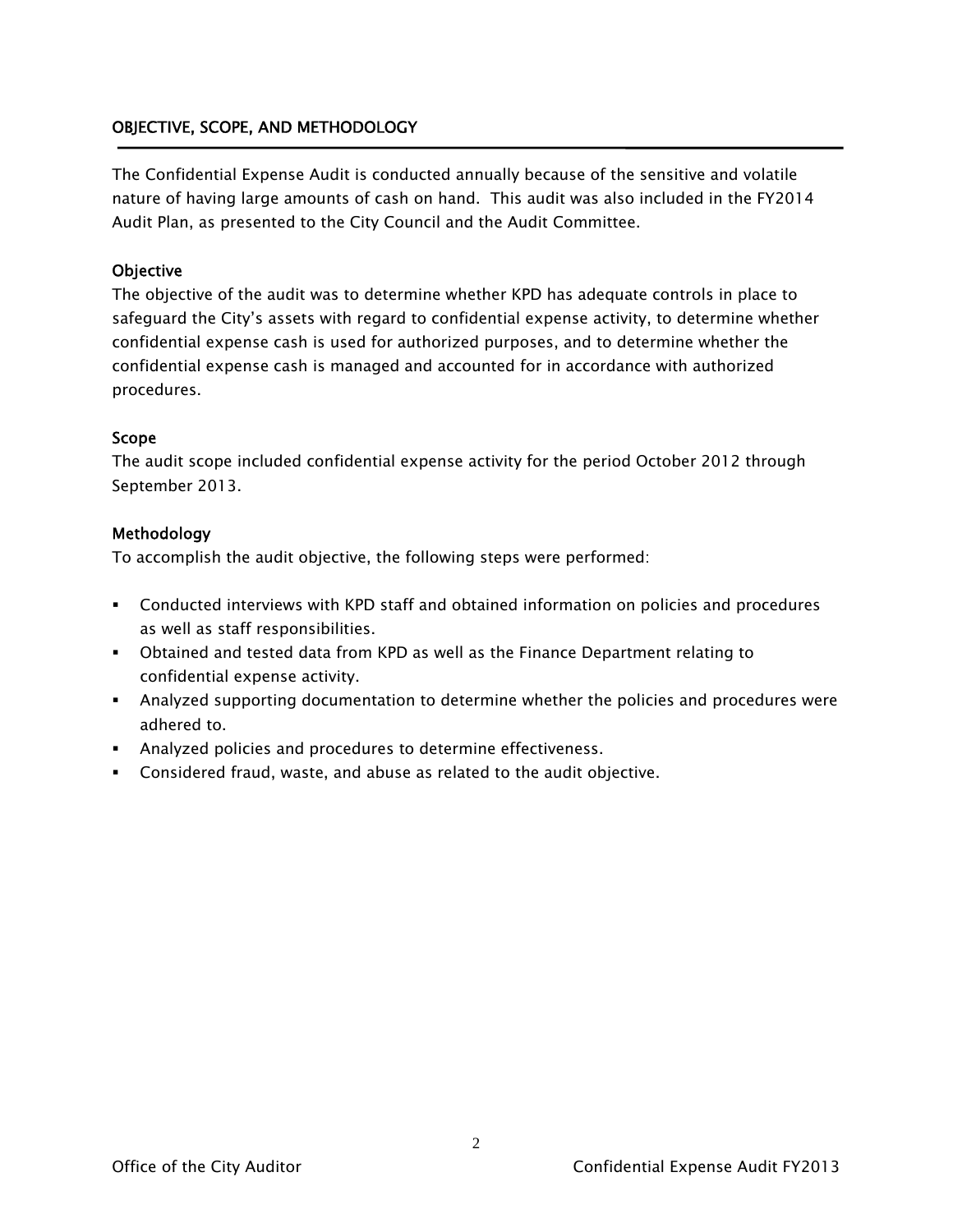## OBJECTIVE, SCOPE, AND METHODOLOGY

The Confidential Expense Audit is conducted annually because of the sensitive and volatile nature of having large amounts of cash on hand. This audit was also included in the FY2014 Audit Plan, as presented to the City Council and the Audit Committee.

### Objective

The objective of the audit was to determine whether KPD has adequate controls in place to safeguard the City's assets with regard to confidential expense activity, to determine whether confidential expense cash is used for authorized purposes, and to determine whether the confidential expense cash is managed and accounted for in accordance with authorized procedures.

### Scope

The audit scope included confidential expense activity for the period October 2012 through September 2013.

### Methodology

To accomplish the audit objective, the following steps were performed:

- Conducted interviews with KPD staff and obtained information on policies and procedures as well as staff responsibilities.
- Obtained and tested data from KPD as well as the Finance Department relating to confidential expense activity.
- Analyzed supporting documentation to determine whether the policies and procedures were adhered to.
- Analyzed policies and procedures to determine effectiveness.
- Considered fraud, waste, and abuse as related to the audit objective.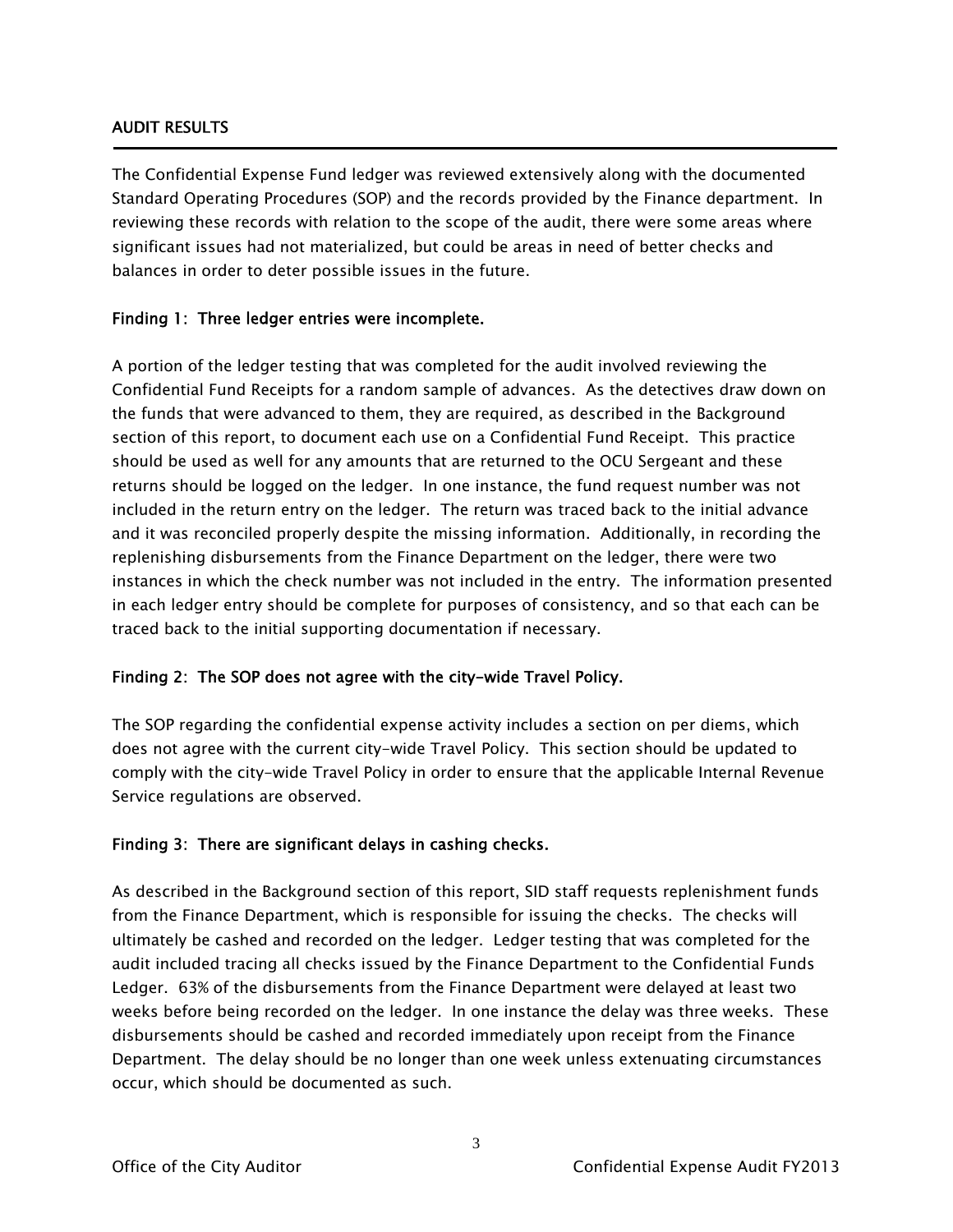## AUDIT RESULTS

The Confidential Expense Fund ledger was reviewed extensively along with the documented Standard Operating Procedures (SOP) and the records provided by the Finance department. In reviewing these records with relation to the scope of the audit, there were some areas where significant issues had not materialized, but could be areas in need of better checks and balances in order to deter possible issues in the future.

### Finding 1: Three ledger entries were incomplete.

A portion of the ledger testing that was completed for the audit involved reviewing the Confidential Fund Receipts for a random sample of advances. As the detectives draw down on the funds that were advanced to them, they are required, as described in the Background section of this report, to document each use on a Confidential Fund Receipt. This practice should be used as well for any amounts that are returned to the OCU Sergeant and these returns should be logged on the ledger. In one instance, the fund request number was not included in the return entry on the ledger. The return was traced back to the initial advance and it was reconciled properly despite the missing information. Additionally, in recording the replenishing disbursements from the Finance Department on the ledger, there were two instances in which the check number was not included in the entry. The information presented in each ledger entry should be complete for purposes of consistency, and so that each can be traced back to the initial supporting documentation if necessary.

### Finding 2: The SOP does not agree with the city-wide Travel Policy.

The SOP regarding the confidential expense activity includes a section on per diems, which does not agree with the current city-wide Travel Policy. This section should be updated to comply with the city-wide Travel Policy in order to ensure that the applicable Internal Revenue Service regulations are observed.

### Finding 3: There are significant delays in cashing checks.

As described in the Background section of this report, SID staff requests replenishment funds from the Finance Department, which is responsible for issuing the checks. The checks will ultimately be cashed and recorded on the ledger. Ledger testing that was completed for the audit included tracing all checks issued by the Finance Department to the Confidential Funds Ledger. 63% of the disbursements from the Finance Department were delayed at least two weeks before being recorded on the ledger. In one instance the delay was three weeks. These disbursements should be cashed and recorded immediately upon receipt from the Finance Department. The delay should be no longer than one week unless extenuating circumstances occur, which should be documented as such.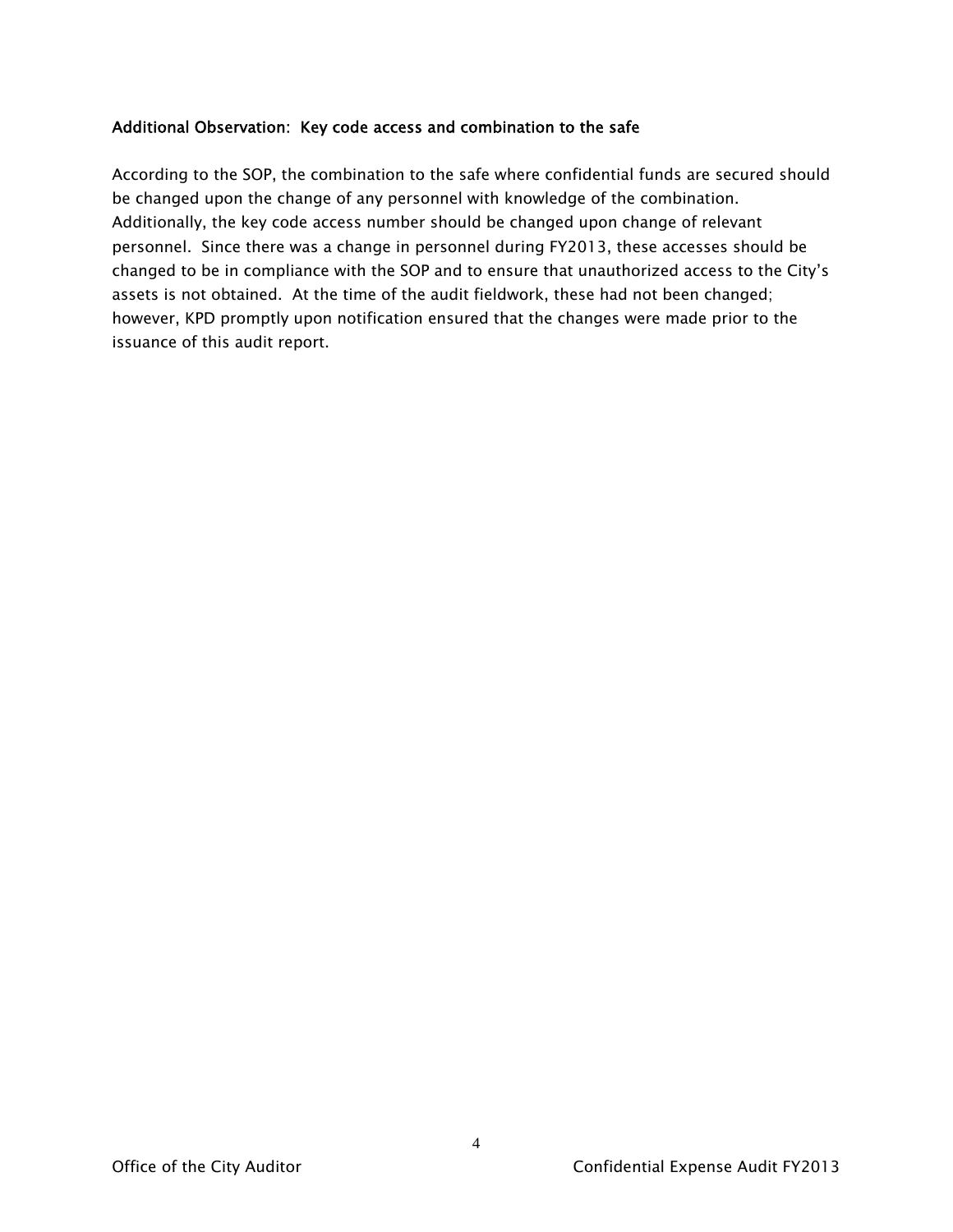### Additional Observation: Key code access and combination to the safe

According to the SOP, the combination to the safe where confidential funds are secured should be changed upon the change of any personnel with knowledge of the combination. Additionally, the key code access number should be changed upon change of relevant personnel. Since there was a change in personnel during FY2013, these accesses should be changed to be in compliance with the SOP and to ensure that unauthorized access to the City's assets is not obtained. At the time of the audit fieldwork, these had not been changed; however, KPD promptly upon notification ensured that the changes were made prior to the issuance of this audit report.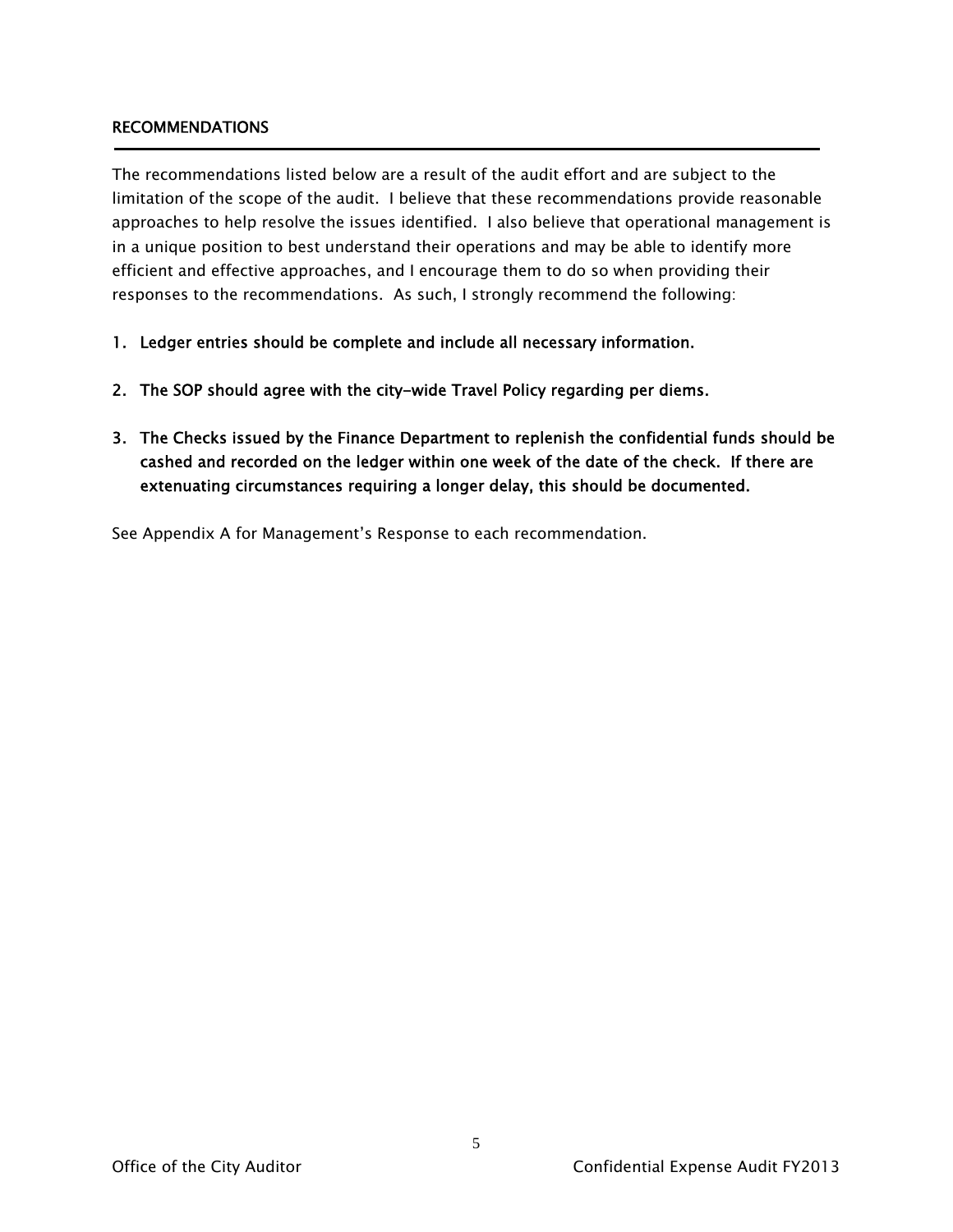## RECOMMENDATIONS

The recommendations listed below are a result of the audit effort and are subject to the limitation of the scope of the audit. I believe that these recommendations provide reasonable approaches to help resolve the issues identified. I also believe that operational management is in a unique position to best understand their operations and may be able to identify more efficient and effective approaches, and I encourage them to do so when providing their responses to the recommendations. As such, I strongly recommend the following:

1. **Ledger entries should be complete and include all necessary information.**

2. **The SOP should agree with the city-wide Travel Policy regarding per diems.**

3. **The Checks issued by the Finance Department to replenish the confidential funds should be cashed and recorded on the ledger within one week of the date of the check. If there are extenuating circumstances requiring a longer delay, this should be documented.**

See Appendix A for Management's Response to each recommendation.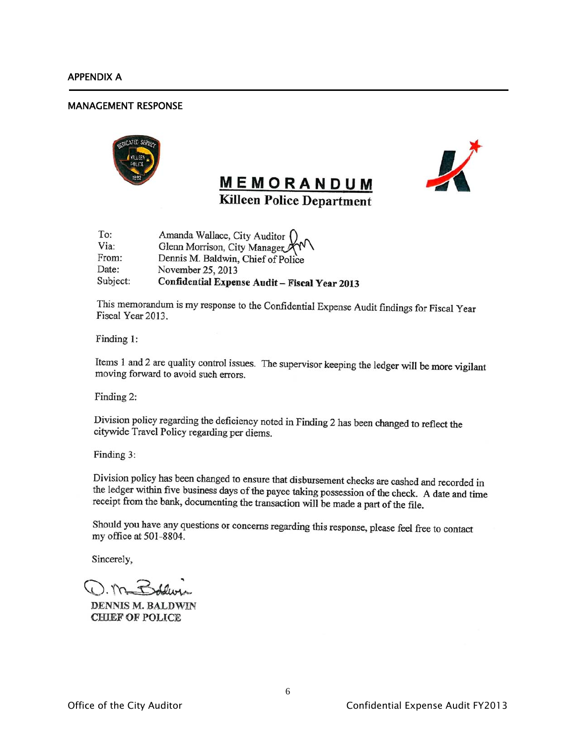## APPENDIX A

### MANAGEMENT RESPONSE

# MEMORANDUM

**Killeen Police Department**

| | |
|---|---|
| To: | Amanda Wallace, City Auditor |
| Via: | Glenn Morrison, City Manager |
| From: | Dennis M. Baldwin, Chief of Police |
| Date: | November 25, 2013 |
| Subject: | **Confidential Expense Audit – Fiscal Year 2013** |

This memorandum is my response to the Confidential Expense Audit findings for Fiscal Year Fiscal Year 2013.

Finding 1:

Items 1 and 2 are quality control issues. The supervisor keeping the ledger will be more vigilant moving forward to avoid such errors.

Finding 2:

Division policy regarding the deficiency noted in Finding 2 has been changed to reflect the citywide Travel Policy regarding per diems.

Finding 3:

Division policy has been changed to ensure that disbursement checks are cashed and recorded in the ledger within five business days of the payee taking possession of the check. A date and time receipt from the bank, documenting the transaction will be made a part of the file.

Should you have any questions or concerns regarding this response, please feel free to contact my office at 501-8804.

Sincerely,

DENNIS M. BALDWIN
CHIEF OF POLICE